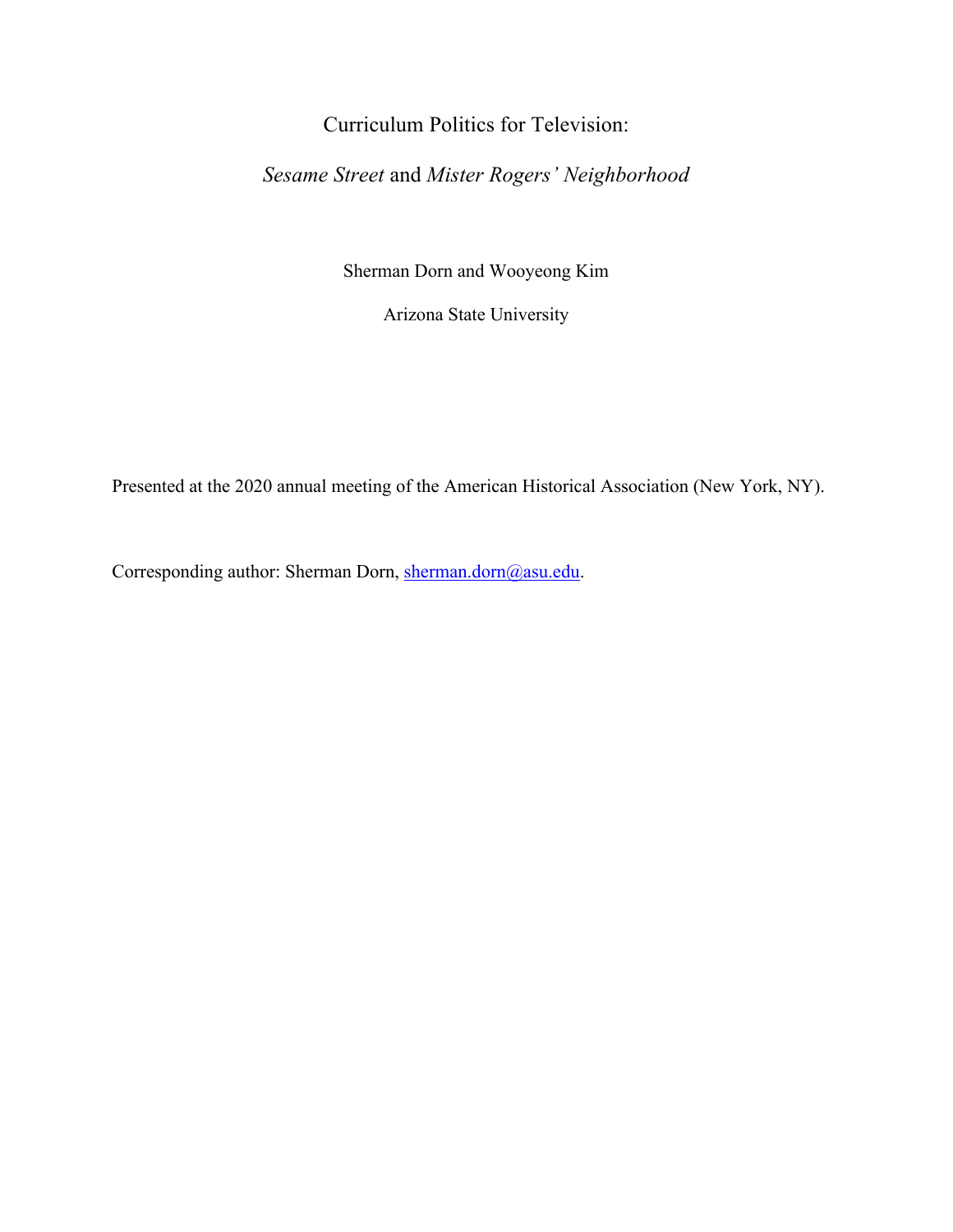# Curriculum Politics for Television:

## *Sesame Street* and *Mister Rogers' Neighborhood*

Sherman Dorn and Wooyeong Kim

Arizona State University

Presented at the 2020 annual meeting of the American Historical Association (New York, NY).

Corresponding author: Sherman Dorn, sherman.dorn@asu.edu.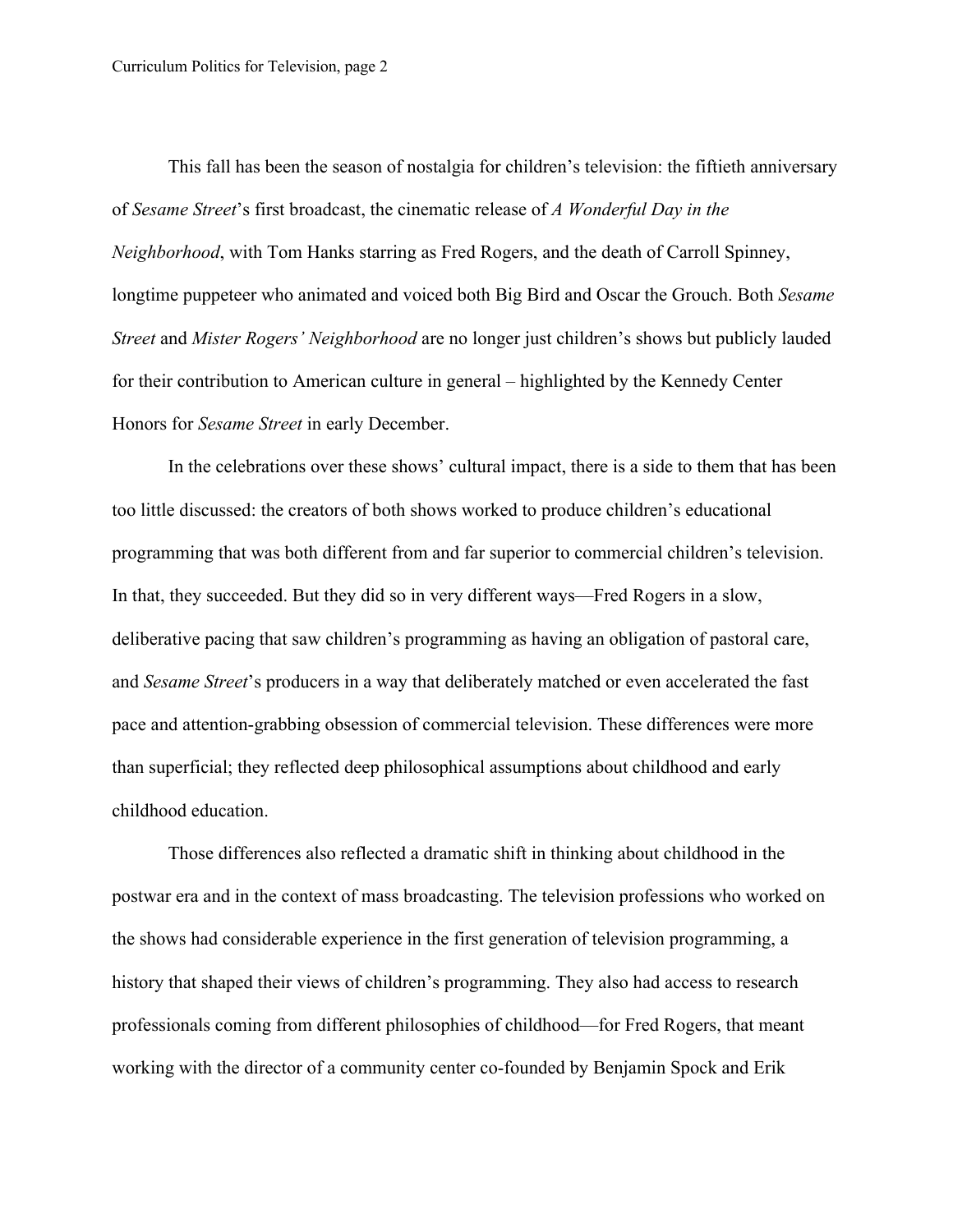This fall has been the season of nostalgia for children's television: the fiftieth anniversary of *Sesame Street*'s first broadcast, the cinematic release of *A Wonderful Day in the Neighborhood*, with Tom Hanks starring as Fred Rogers, and the death of Carroll Spinney, longtime puppeteer who animated and voiced both Big Bird and Oscar the Grouch. Both *Sesame Street* and *Mister Rogers' Neighborhood* are no longer just children's shows but publicly lauded for their contribution to American culture in general – highlighted by the Kennedy Center Honors for *Sesame Street* in early December.

In the celebrations over these shows' cultural impact, there is a side to them that has been too little discussed: the creators of both shows worked to produce children's educational programming that was both different from and far superior to commercial children's television. In that, they succeeded. But they did so in very different ways—Fred Rogers in a slow, deliberative pacing that saw children's programming as having an obligation of pastoral care, and *Sesame Street*'s producers in a way that deliberately matched or even accelerated the fast pace and attention-grabbing obsession of commercial television. These differences were more than superficial; they reflected deep philosophical assumptions about childhood and early childhood education.

Those differences also reflected a dramatic shift in thinking about childhood in the postwar era and in the context of mass broadcasting. The television professions who worked on the shows had considerable experience in the first generation of television programming, a history that shaped their views of children's programming. They also had access to research professionals coming from different philosophies of childhood—for Fred Rogers, that meant working with the director of a community center co-founded by Benjamin Spock and Erik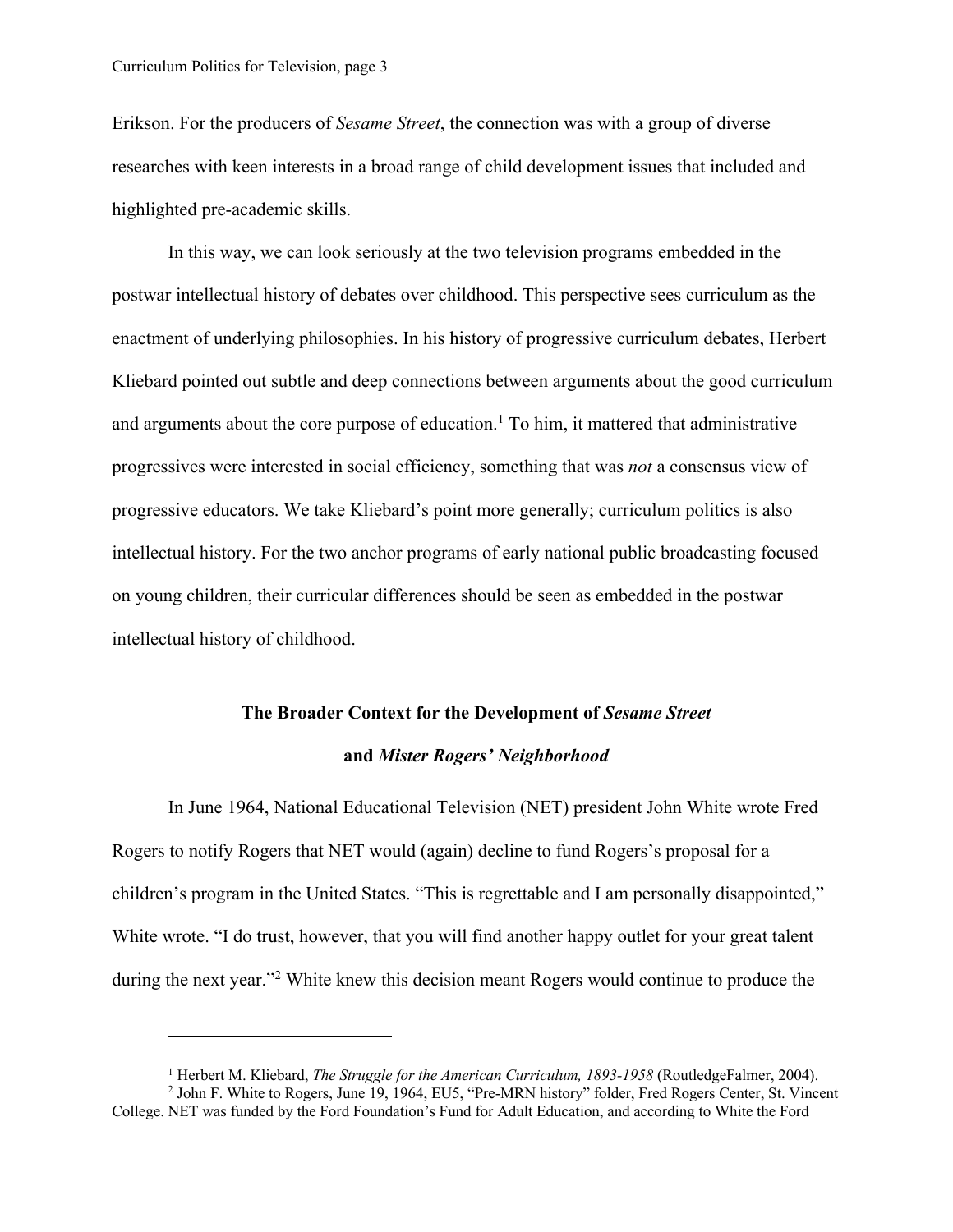Erikson. For the producers of *Sesame Street*, the connection was with a group of diverse researches with keen interests in a broad range of child development issues that included and highlighted pre-academic skills.

In this way, we can look seriously at the two television programs embedded in the postwar intellectual history of debates over childhood. This perspective sees curriculum as the enactment of underlying philosophies. In his history of progressive curriculum debates, Herbert Kliebard pointed out subtle and deep connections between arguments about the good curriculum and arguments about the core purpose of education.[1] To him, it mattered that administrative progressives were interested in social efficiency, something that was *not* a consensus view of progressive educators. We take Kliebard's point more generally; curriculum politics is also intellectual history. For the two anchor programs of early national public broadcasting focused on young children, their curricular differences should be seen as embedded in the postwar intellectual history of childhood.

## The Broader Context for the Development of *Sesame Street* and *Mister Rogers' Neighborhood*

In June 1964, National Educational Television (NET) president John White wrote Fred Rogers to notify Rogers that NET would (again) decline to fund Rogers's proposal for a children's program in the United States. "This is regrettable and I am personally disappointed," White wrote. "I do trust, however, that you will find another happy outlet for your great talent during the next year."[2] White knew this decision meant Rogers would continue to produce the

---

[1] Herbert M. Kliebard, *The Struggle for the American Curriculum, 1893-1958* (RoutledgeFalmer, 2004).

[2] John F. White to Rogers, June 19, 1964, EU5, "Pre-MRN history" folder, Fred Rogers Center, St. Vincent College. NET was funded by the Ford Foundation's Fund for Adult Education, and according to White the Ford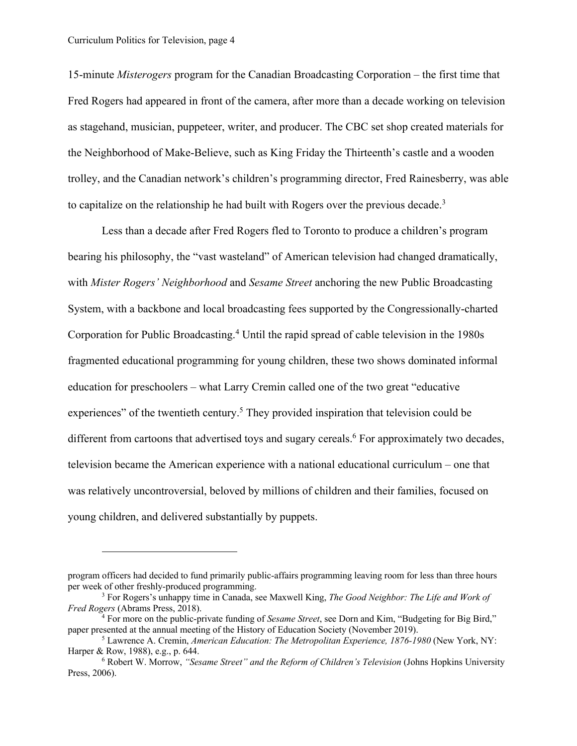15-minute *Misterogers* program for the Canadian Broadcasting Corporation – the first time that Fred Rogers had appeared in front of the camera, after more than a decade working on television as stagehand, musician, puppeteer, writer, and producer. The CBC set shop created materials for the Neighborhood of Make-Believe, such as King Friday the Thirteenth's castle and a wooden trolley, and the Canadian network's children's programming director, Fred Rainesberry, was able to capitalize on the relationship he had built with Rogers over the previous decade.[3]

Less than a decade after Fred Rogers fled to Toronto to produce a children's program bearing his philosophy, the "vast wasteland" of American television had changed dramatically, with *Mister Rogers' Neighborhood* and *Sesame Street* anchoring the new Public Broadcasting System, with a backbone and local broadcasting fees supported by the Congressionally-charted Corporation for Public Broadcasting.[4] Until the rapid spread of cable television in the 1980s fragmented educational programming for young children, these two shows dominated informal education for preschoolers – what Larry Cremin called one of the two great "educative experiences" of the twentieth century.[5] They provided inspiration that television could be different from cartoons that advertised toys and sugary cereals.[6] For approximately two decades, television became the American experience with a national educational curriculum – one that was relatively uncontroversial, beloved by millions of children and their families, focused on young children, and delivered substantially by puppets.

---

program officers had decided to fund primarily public-affairs programming leaving room for less than three hours per week of other freshly-produced programming.

[3] For Rogers's unhappy time in Canada, see Maxwell King, *The Good Neighbor: The Life and Work of Fred Rogers* (Abrams Press, 2018).

[4] For more on the public-private funding of *Sesame Street*, see Dorn and Kim, "Budgeting for Big Bird," paper presented at the annual meeting of the History of Education Society (November 2019).

[5] Lawrence A. Cremin, *American Education: The Metropolitan Experience, 1876-1980* (New York, NY: Harper & Row, 1988), e.g., p. 644.

[6] Robert W. Morrow, *"Sesame Street" and the Reform of Children's Television* (Johns Hopkins University Press, 2006).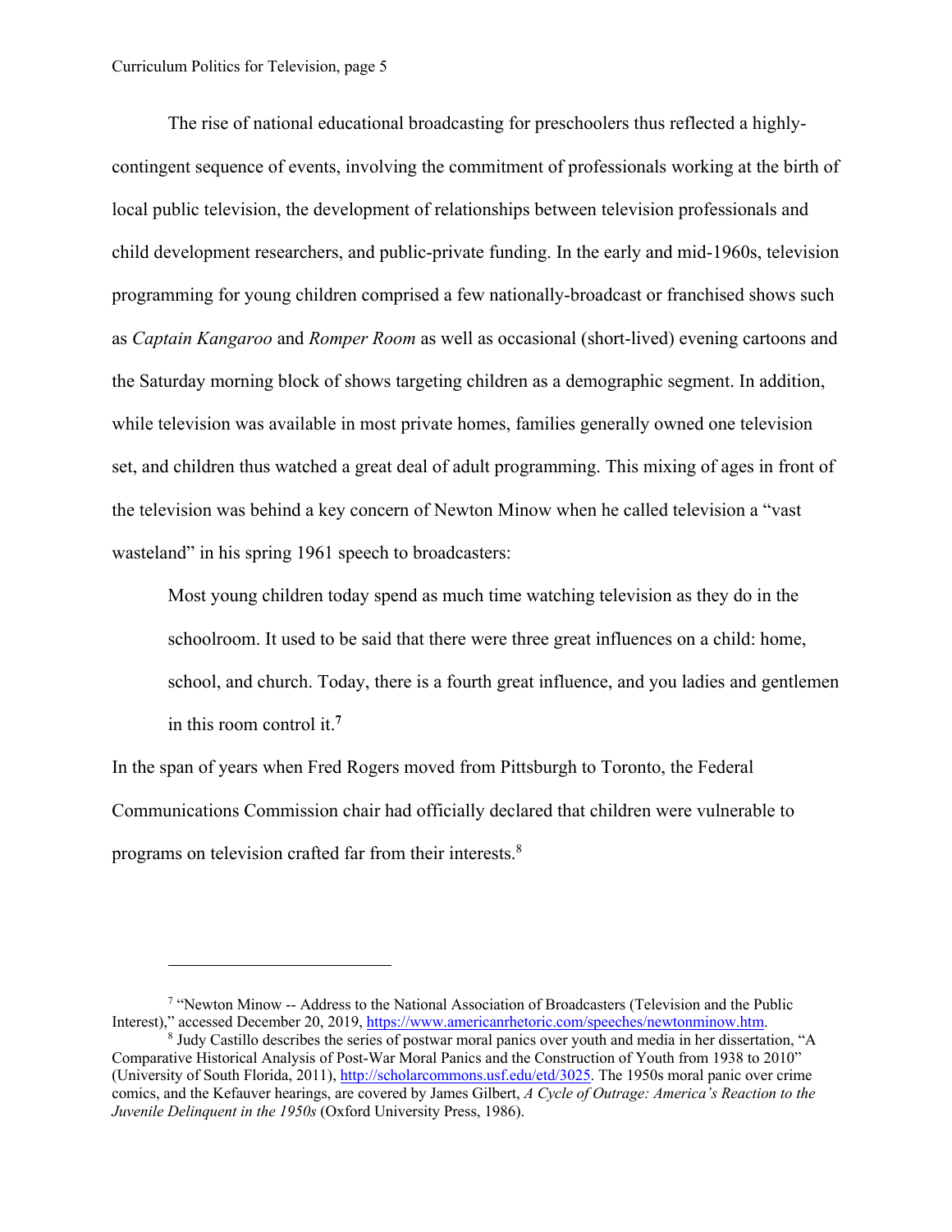The rise of national educational broadcasting for preschoolers thus reflected a highly-contingent sequence of events, involving the commitment of professionals working at the birth of local public television, the development of relationships between television professionals and child development researchers, and public-private funding. In the early and mid-1960s, television programming for young children comprised a few nationally-broadcast or franchised shows such as *Captain Kangaroo* and *Romper Room* as well as occasional (short-lived) evening cartoons and the Saturday morning block of shows targeting children as a demographic segment. In addition, while television was available in most private homes, families generally owned one television set, and children thus watched a great deal of adult programming. This mixing of ages in front of the television was behind a key concern of Newton Minow when he called television a "vast wasteland" in his spring 1961 speech to broadcasters:

> Most young children today spend as much time watching television as they do in the schoolroom. It used to be said that there were three great influences on a child: home, school, and church. Today, there is a fourth great influence, and you ladies and gentlemen in this room control it.[7]

In the span of years when Fred Rogers moved from Pittsburgh to Toronto, the Federal Communications Commission chair had officially declared that children were vulnerable to programs on television crafted far from their interests.[8]

---

[7] "Newton Minow -- Address to the National Association of Broadcasters (Television and the Public Interest)," accessed December 20, 2019, https://www.americanrhetoric.com/speeches/newtonminow.htm.

[8] Judy Castillo describes the series of postwar moral panics over youth and media in her dissertation, "A Comparative Historical Analysis of Post-War Moral Panics and the Construction of Youth from 1938 to 2010" (University of South Florida, 2011), http://scholarcommons.usf.edu/etd/3025. The 1950s moral panic over crime comics, and the Kefauver hearings, are covered by James Gilbert, *A Cycle of Outrage: America's Reaction to the Juvenile Delinquent in the 1950s* (Oxford University Press, 1986).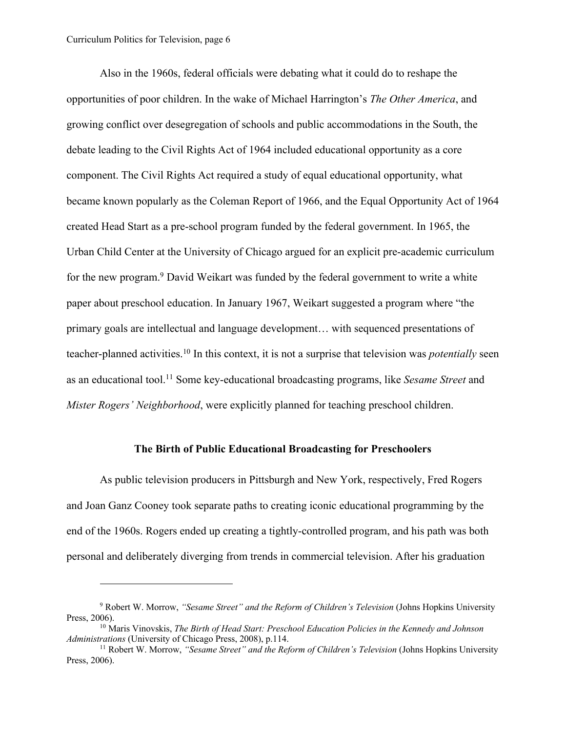Also in the 1960s, federal officials were debating what it could do to reshape the opportunities of poor children. In the wake of Michael Harrington's *The Other America*, and growing conflict over desegregation of schools and public accommodations in the South, the debate leading to the Civil Rights Act of 1964 included educational opportunity as a core component. The Civil Rights Act required a study of equal educational opportunity, what became known popularly as the Coleman Report of 1966, and the Equal Opportunity Act of 1964 created Head Start as a pre-school program funded by the federal government. In 1965, the Urban Child Center at the University of Chicago argued for an explicit pre-academic curriculum for the new program.[9] David Weikart was funded by the federal government to write a white paper about preschool education. In January 1967, Weikart suggested a program where "the primary goals are intellectual and language development… with sequenced presentations of teacher-planned activities.[10] In this context, it is not a surprise that television was *potentially* seen as an educational tool.[11] Some key-educational broadcasting programs, like *Sesame Street* and *Mister Rogers' Neighborhood*, were explicitly planned for teaching preschool children.

## The Birth of Public Educational Broadcasting for Preschoolers

As public television producers in Pittsburgh and New York, respectively, Fred Rogers and Joan Ganz Cooney took separate paths to creating iconic educational programming by the end of the 1960s. Rogers ended up creating a tightly-controlled program, and his path was both personal and deliberately diverging from trends in commercial television. After his graduation

---

[9] Robert W. Morrow, *"Sesame Street" and the Reform of Children's Television* (Johns Hopkins University Press, 2006).

[10] Maris Vinovskis, *The Birth of Head Start: Preschool Education Policies in the Kennedy and Johnson Administrations* (University of Chicago Press, 2008), p.114.

[11] Robert W. Morrow, *"Sesame Street" and the Reform of Children's Television* (Johns Hopkins University Press, 2006).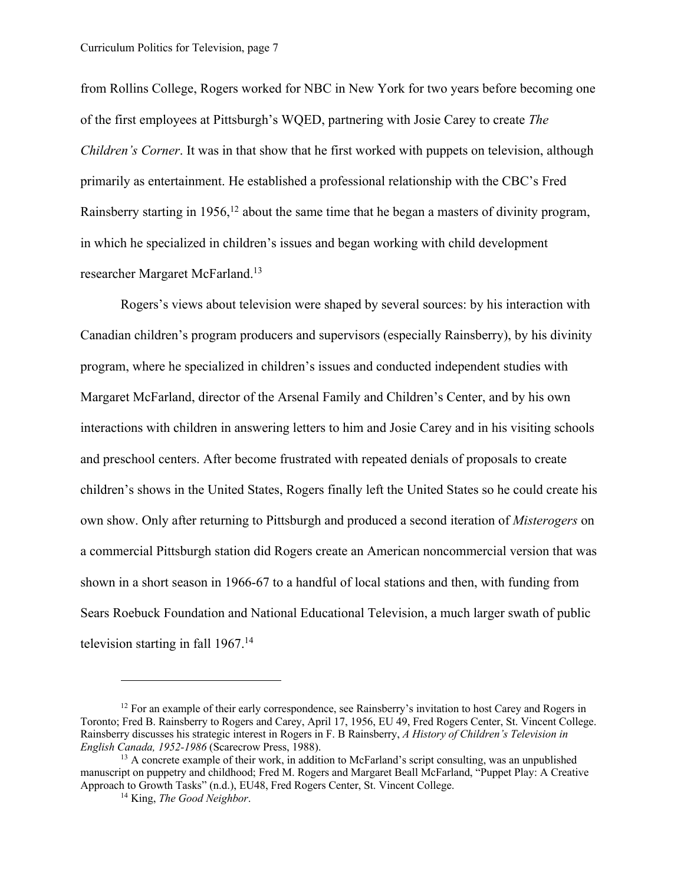from Rollins College, Rogers worked for NBC in New York for two years before becoming one of the first employees at Pittsburgh's WQED, partnering with Josie Carey to create *The Children's Corner*. It was in that show that he first worked with puppets on television, although primarily as entertainment. He established a professional relationship with the CBC's Fred Rainsberry starting in 1956,[12] about the same time that he began a masters of divinity program, in which he specialized in children's issues and began working with child development researcher Margaret McFarland.[13]

Rogers's views about television were shaped by several sources: by his interaction with Canadian children's program producers and supervisors (especially Rainsberry), by his divinity program, where he specialized in children's issues and conducted independent studies with Margaret McFarland, director of the Arsenal Family and Children's Center, and by his own interactions with children in answering letters to him and Josie Carey and in his visiting schools and preschool centers. After become frustrated with repeated denials of proposals to create children's shows in the United States, Rogers finally left the United States so he could create his own show. Only after returning to Pittsburgh and produced a second iteration of *Misterogers* on a commercial Pittsburgh station did Rogers create an American noncommercial version that was shown in a short season in 1966-67 to a handful of local stations and then, with funding from Sears Roebuck Foundation and National Educational Television, a much larger swath of public television starting in fall 1967.[14]

---

[12] For an example of their early correspondence, see Rainsberry's invitation to host Carey and Rogers in Toronto; Fred B. Rainsberry to Rogers and Carey, April 17, 1956, EU 49, Fred Rogers Center, St. Vincent College. Rainsberry discusses his strategic interest in Rogers in F. B Rainsberry, *A History of Children's Television in English Canada, 1952-1986* (Scarecrow Press, 1988).

[13] A concrete example of their work, in addition to McFarland's script consulting, was an unpublished manuscript on puppetry and childhood; Fred M. Rogers and Margaret Beall McFarland, "Puppet Play: A Creative Approach to Growth Tasks" (n.d.), EU48, Fred Rogers Center, St. Vincent College.

[14] King, *The Good Neighbor*.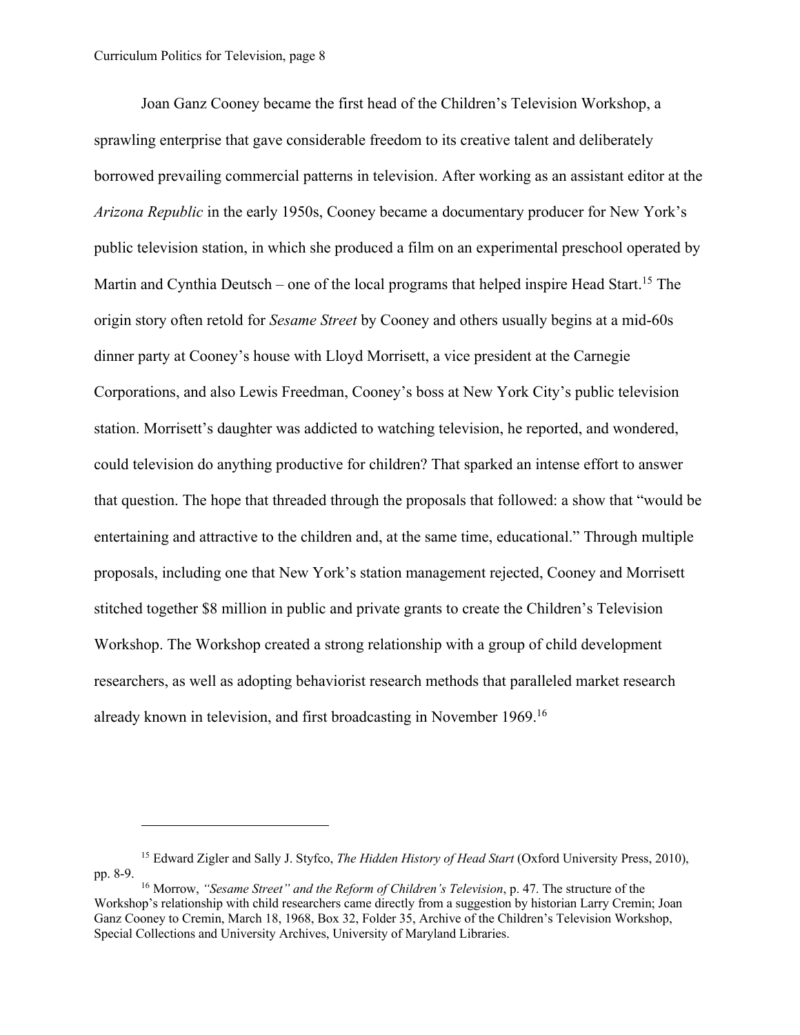Joan Ganz Cooney became the first head of the Children's Television Workshop, a sprawling enterprise that gave considerable freedom to its creative talent and deliberately borrowed prevailing commercial patterns in television. After working as an assistant editor at the *Arizona Republic* in the early 1950s, Cooney became a documentary producer for New York's public television station, in which she produced a film on an experimental preschool operated by Martin and Cynthia Deutsch – one of the local programs that helped inspire Head Start.[15] The origin story often retold for *Sesame Street* by Cooney and others usually begins at a mid-60s dinner party at Cooney's house with Lloyd Morrisett, a vice president at the Carnegie Corporations, and also Lewis Freedman, Cooney's boss at New York City's public television station. Morrisett's daughter was addicted to watching television, he reported, and wondered, could television do anything productive for children? That sparked an intense effort to answer that question. The hope that threaded through the proposals that followed: a show that "would be entertaining and attractive to the children and, at the same time, educational." Through multiple proposals, including one that New York's station management rejected, Cooney and Morrisett stitched together $8 million in public and private grants to create the Children's Television Workshop. The Workshop created a strong relationship with a group of child development researchers, as well as adopting behaviorist research methods that paralleled market research already known in television, and first broadcasting in November 1969.[16]

---

[15] Edward Zigler and Sally J. Styfco, *The Hidden History of Head Start* (Oxford University Press, 2010), pp. 8-9.

[16] Morrow, *"Sesame Street" and the Reform of Children's Television*, p. 47. The structure of the Workshop's relationship with child researchers came directly from a suggestion by historian Larry Cremin; Joan Ganz Cooney to Cremin, March 18, 1968, Box 32, Folder 35, Archive of the Children's Television Workshop, Special Collections and University Archives, University of Maryland Libraries.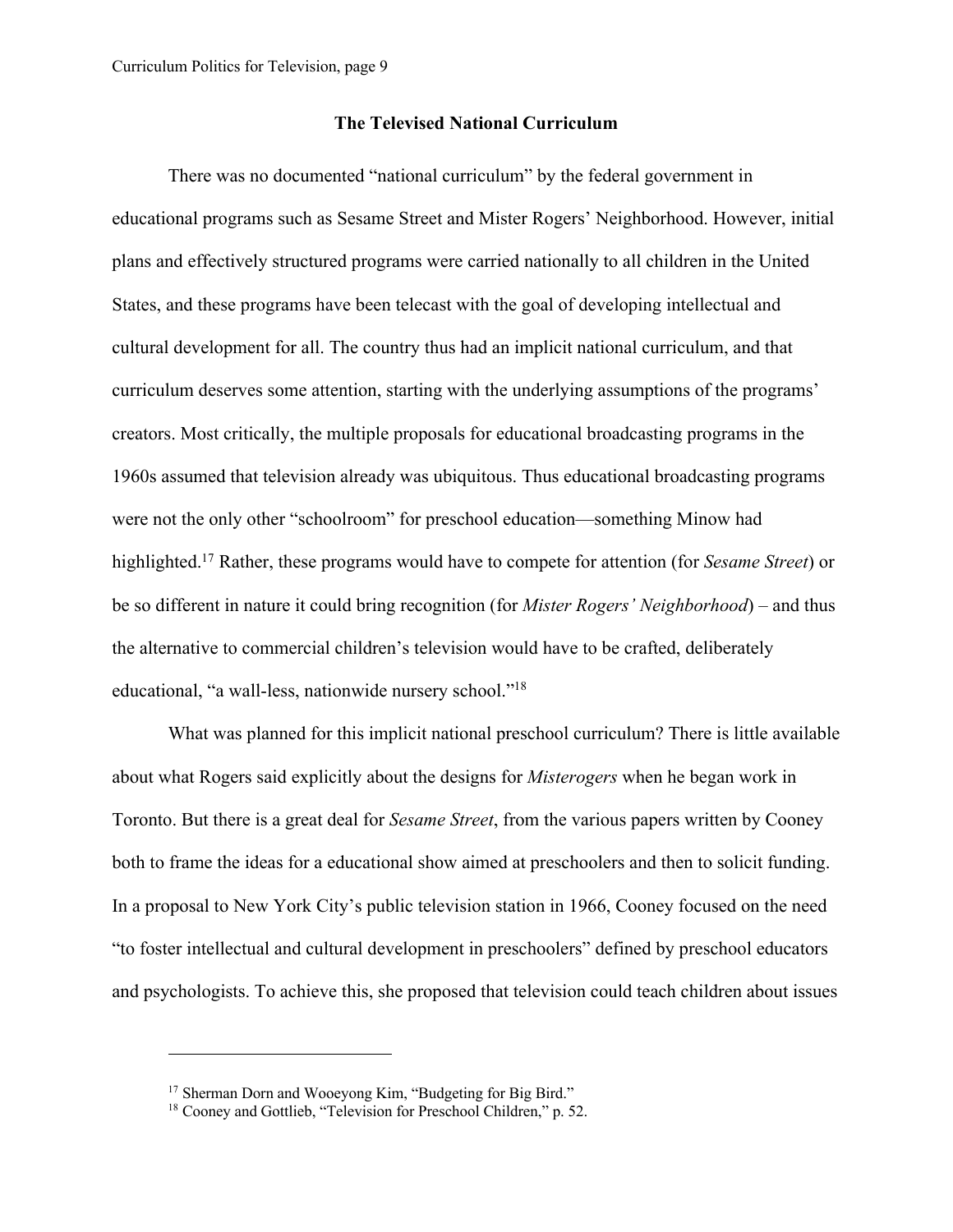## The Televised National Curriculum

There was no documented "national curriculum" by the federal government in educational programs such as Sesame Street and Mister Rogers' Neighborhood. However, initial plans and effectively structured programs were carried nationally to all children in the United States, and these programs have been telecast with the goal of developing intellectual and cultural development for all. The country thus had an implicit national curriculum, and that curriculum deserves some attention, starting with the underlying assumptions of the programs' creators. Most critically, the multiple proposals for educational broadcasting programs in the 1960s assumed that television already was ubiquitous. Thus educational broadcasting programs were not the only other "schoolroom" for preschool education—something Minow had highlighted.[17] Rather, these programs would have to compete for attention (for *Sesame Street*) or be so different in nature it could bring recognition (for *Mister Rogers' Neighborhood*) – and thus the alternative to commercial children's television would have to be crafted, deliberately educational, "a wall-less, nationwide nursery school."[18]

What was planned for this implicit national preschool curriculum? There is little available about what Rogers said explicitly about the designs for *Misterogers* when he began work in Toronto. But there is a great deal for *Sesame Street*, from the various papers written by Cooney both to frame the ideas for a educational show aimed at preschoolers and then to solicit funding. In a proposal to New York City's public television station in 1966, Cooney focused on the need "to foster intellectual and cultural development in preschoolers" defined by preschool educators and psychologists. To achieve this, she proposed that television could teach children about issues

[17] Sherman Dorn and Wooeyong Kim, "Budgeting for Big Bird."

[18] Cooney and Gottlieb, "Television for Preschool Children," p. 52.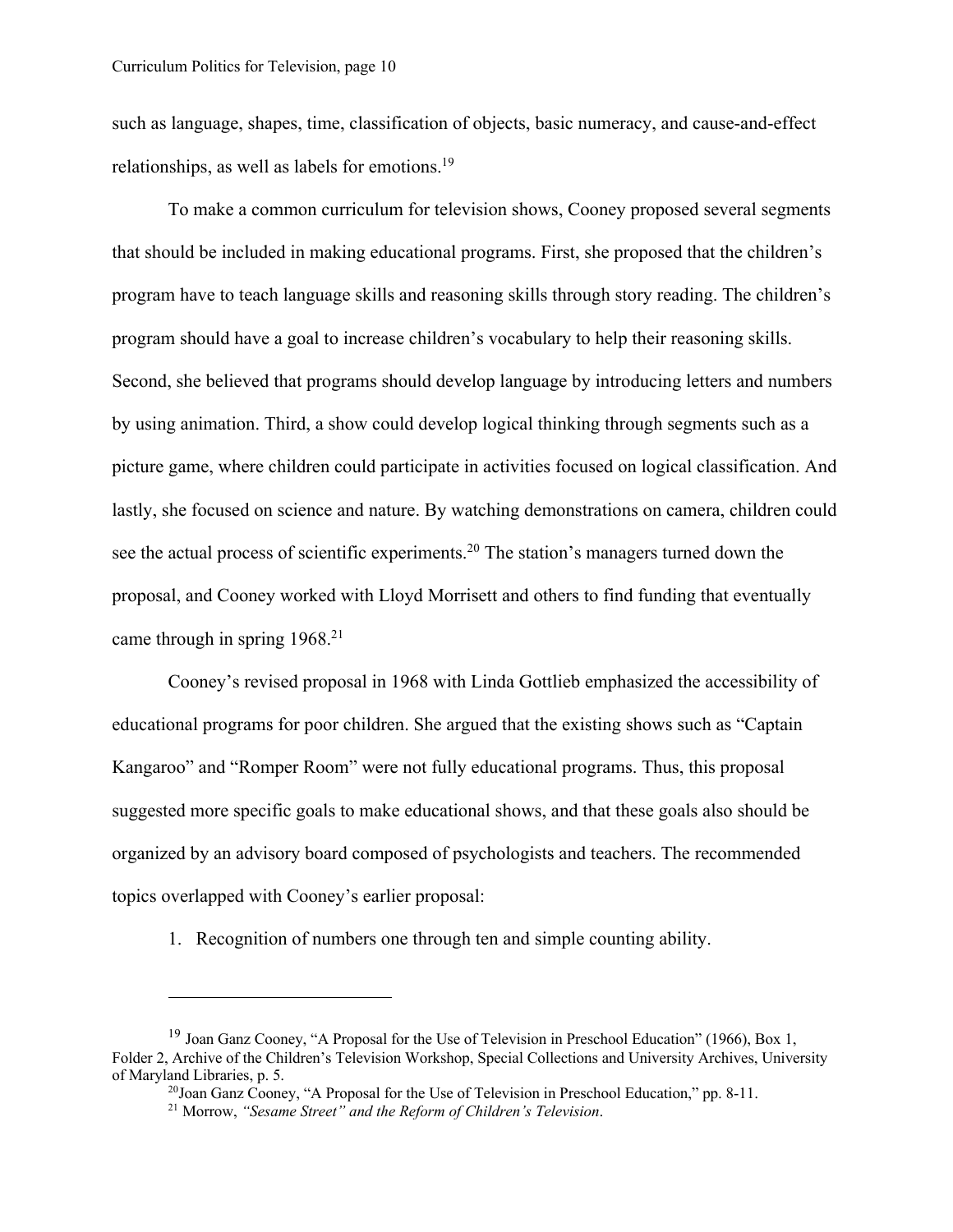such as language, shapes, time, classification of objects, basic numeracy, and cause-and-effect relationships, as well as labels for emotions.[19]

To make a common curriculum for television shows, Cooney proposed several segments that should be included in making educational programs. First, she proposed that the children's program have to teach language skills and reasoning skills through story reading. The children's program should have a goal to increase children's vocabulary to help their reasoning skills. Second, she believed that programs should develop language by introducing letters and numbers by using animation. Third, a show could develop logical thinking through segments such as a picture game, where children could participate in activities focused on logical classification. And lastly, she focused on science and nature. By watching demonstrations on camera, children could see the actual process of scientific experiments.[20] The station's managers turned down the proposal, and Cooney worked with Lloyd Morrisett and others to find funding that eventually came through in spring 1968.[21]

Cooney's revised proposal in 1968 with Linda Gottlieb emphasized the accessibility of educational programs for poor children. She argued that the existing shows such as "Captain Kangaroo" and "Romper Room" were not fully educational programs. Thus, this proposal suggested more specific goals to make educational shows, and that these goals also should be organized by an advisory board composed of psychologists and teachers. The recommended topics overlapped with Cooney's earlier proposal:

1. Recognition of numbers one through ten and simple counting ability.

---

[19] Joan Ganz Cooney, "A Proposal for the Use of Television in Preschool Education" (1966), Box 1, Folder 2, Archive of the Children's Television Workshop, Special Collections and University Archives, University of Maryland Libraries, p. 5.

[20] Joan Ganz Cooney, "A Proposal for the Use of Television in Preschool Education," pp. 8-11.

[21] Morrow, *"Sesame Street" and the Reform of Children's Television*.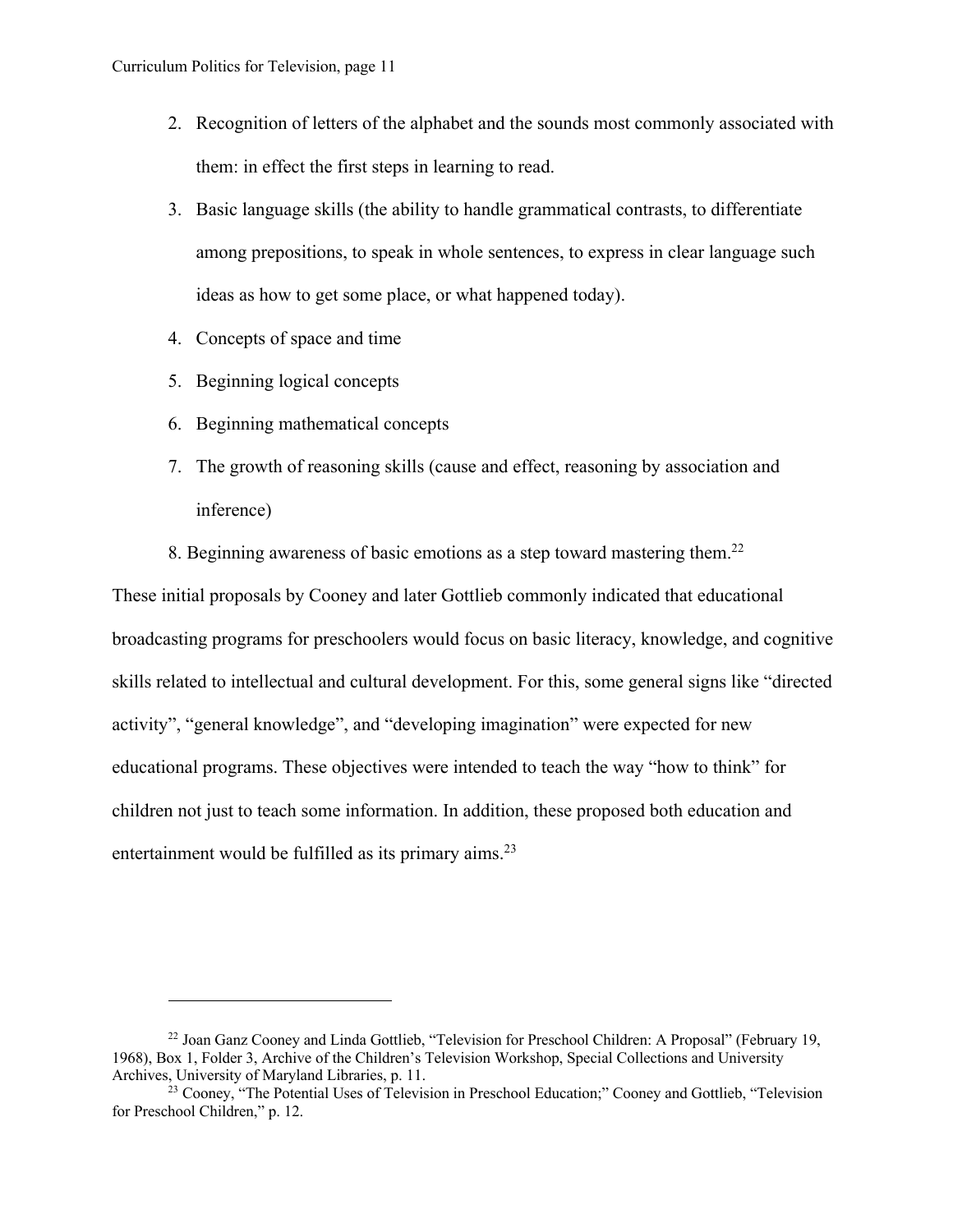2. Recognition of letters of the alphabet and the sounds most commonly associated with them: in effect the first steps in learning to read.
3. Basic language skills (the ability to handle grammatical contrasts, to differentiate among prepositions, to speak in whole sentences, to express in clear language such ideas as how to get some place, or what happened today).
4. Concepts of space and time
5. Beginning logical concepts
6. Beginning mathematical concepts
7. The growth of reasoning skills (cause and effect, reasoning by association and inference)
8. Beginning awareness of basic emotions as a step toward mastering them.[22]

These initial proposals by Cooney and later Gottlieb commonly indicated that educational broadcasting programs for preschoolers would focus on basic literacy, knowledge, and cognitive skills related to intellectual and cultural development. For this, some general signs like "directed activity", "general knowledge", and "developing imagination" were expected for new educational programs. These objectives were intended to teach the way "how to think" for children not just to teach some information. In addition, these proposed both education and entertainment would be fulfilled as its primary aims.[23]

---

[22] Joan Ganz Cooney and Linda Gottlieb, "Television for Preschool Children: A Proposal" (February 19, 1968), Box 1, Folder 3, Archive of the Children's Television Workshop, Special Collections and University Archives, University of Maryland Libraries, p. 11.

[23] Cooney, "The Potential Uses of Television in Preschool Education;" Cooney and Gottlieb, "Television for Preschool Children," p. 12.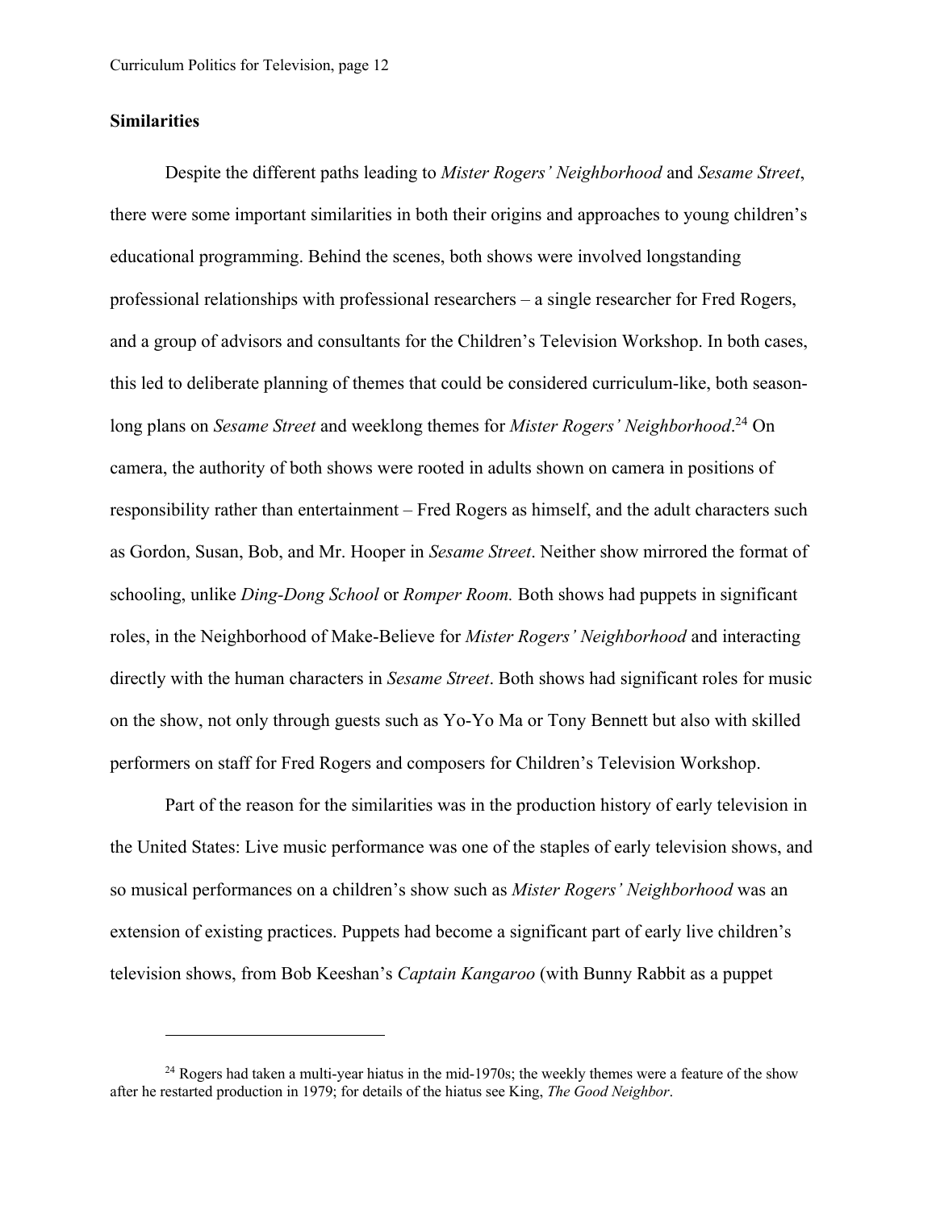### Similarities

Despite the different paths leading to *Mister Rogers' Neighborhood* and *Sesame Street*, there were some important similarities in both their origins and approaches to young children's educational programming. Behind the scenes, both shows were involved longstanding professional relationships with professional researchers – a single researcher for Fred Rogers, and a group of advisors and consultants for the Children's Television Workshop. In both cases, this led to deliberate planning of themes that could be considered curriculum-like, both season-long plans on *Sesame Street* and weeklong themes for *Mister Rogers' Neighborhood*.[24] On camera, the authority of both shows were rooted in adults shown on camera in positions of responsibility rather than entertainment – Fred Rogers as himself, and the adult characters such as Gordon, Susan, Bob, and Mr. Hooper in *Sesame Street*. Neither show mirrored the format of schooling, unlike *Ding-Dong School* or *Romper Room.* Both shows had puppets in significant roles, in the Neighborhood of Make-Believe for *Mister Rogers' Neighborhood* and interacting directly with the human characters in *Sesame Street*. Both shows had significant roles for music on the show, not only through guests such as Yo-Yo Ma or Tony Bennett but also with skilled performers on staff for Fred Rogers and composers for Children's Television Workshop.

Part of the reason for the similarities was in the production history of early television in the United States: Live music performance was one of the staples of early television shows, and so musical performances on a children's show such as *Mister Rogers' Neighborhood* was an extension of existing practices. Puppets had become a significant part of early live children's television shows, from Bob Keeshan's *Captain Kangaroo* (with Bunny Rabbit as a puppet

[24] Rogers had taken a multi-year hiatus in the mid-1970s; the weekly themes were a feature of the show after he restarted production in 1979; for details of the hiatus see King, *The Good Neighbor*.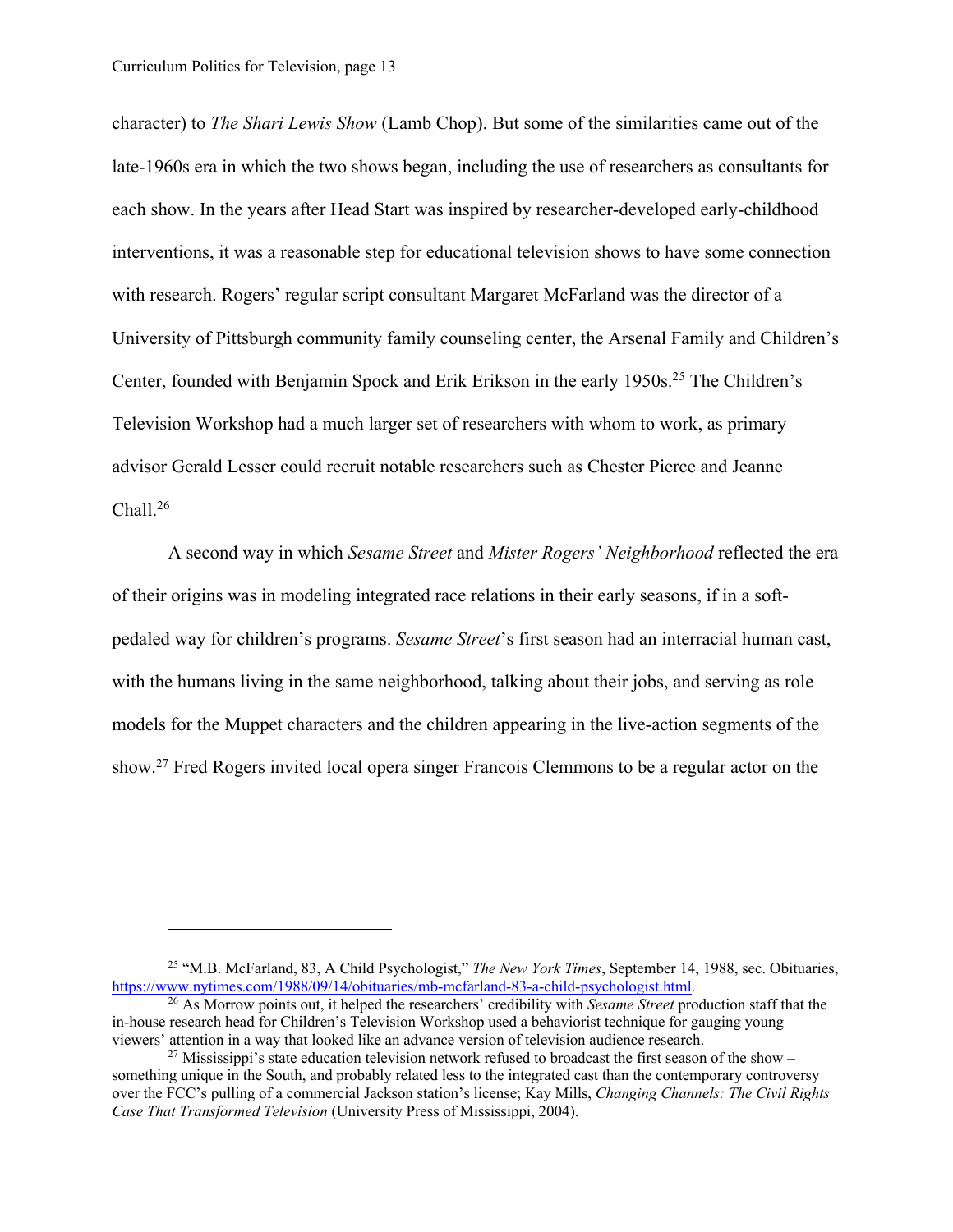character) to *The Shari Lewis Show* (Lamb Chop). But some of the similarities came out of the late-1960s era in which the two shows began, including the use of researchers as consultants for each show. In the years after Head Start was inspired by researcher-developed early-childhood interventions, it was a reasonable step for educational television shows to have some connection with research. Rogers' regular script consultant Margaret McFarland was the director of a University of Pittsburgh community family counseling center, the Arsenal Family and Children's Center, founded with Benjamin Spock and Erik Erikson in the early 1950s.[25] The Children's Television Workshop had a much larger set of researchers with whom to work, as primary advisor Gerald Lesser could recruit notable researchers such as Chester Pierce and Jeanne Chall.[26]

A second way in which *Sesame Street* and *Mister Rogers' Neighborhood* reflected the era of their origins was in modeling integrated race relations in their early seasons, if in a soft-pedaled way for children's programs. *Sesame Street*'s first season had an interracial human cast, with the humans living in the same neighborhood, talking about their jobs, and serving as role models for the Muppet characters and the children appearing in the live-action segments of the show.[27] Fred Rogers invited local opera singer Francois Clemmons to be a regular actor on the

---

[25] "M.B. McFarland, 83, A Child Psychologist," *The New York Times*, September 14, 1988, sec. Obituaries, https://www.nytimes.com/1988/09/14/obituaries/mb-mcfarland-83-a-child-psychologist.html.

[26] As Morrow points out, it helped the researchers' credibility with *Sesame Street* production staff that the in-house research head for Children's Television Workshop used a behaviorist technique for gauging young viewers' attention in a way that looked like an advance version of television audience research.

[27] Mississippi's state education television network refused to broadcast the first season of the show – something unique in the South, and probably related less to the integrated cast than the contemporary controversy over the FCC's pulling of a commercial Jackson station's license; Kay Mills, *Changing Channels: The Civil Rights Case That Transformed Television* (University Press of Mississippi, 2004).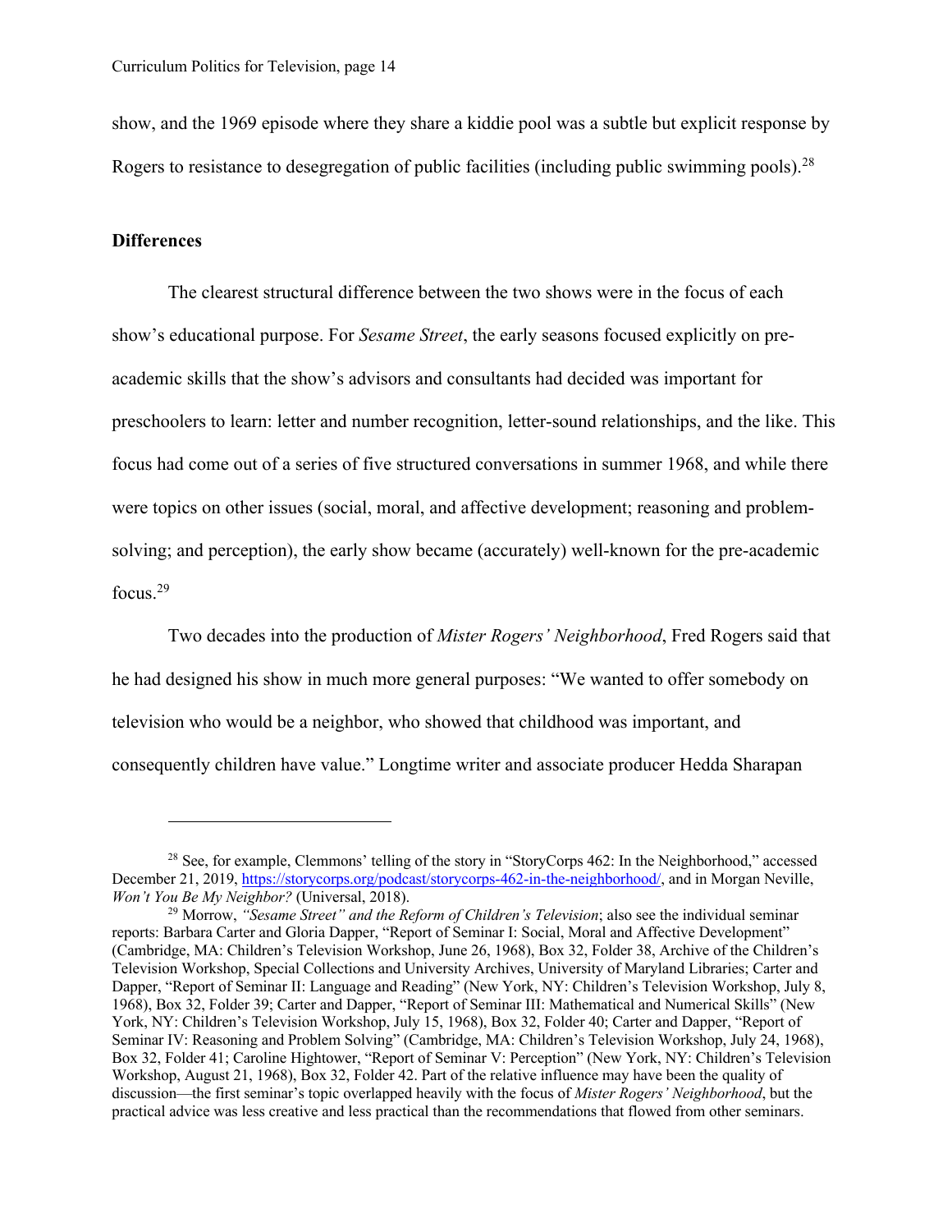show, and the 1969 episode where they share a kiddie pool was a subtle but explicit response by Rogers to resistance to desegregation of public facilities (including public swimming pools).[28]

**Differences**

The clearest structural difference between the two shows were in the focus of each show's educational purpose. For *Sesame Street*, the early seasons focused explicitly on pre-academic skills that the show's advisors and consultants had decided was important for preschoolers to learn: letter and number recognition, letter-sound relationships, and the like. This focus had come out of a series of five structured conversations in summer 1968, and while there were topics on other issues (social, moral, and affective development; reasoning and problem-solving; and perception), the early show became (accurately) well-known for the pre-academic focus.[29]

Two decades into the production of *Mister Rogers' Neighborhood*, Fred Rogers said that he had designed his show in much more general purposes: "We wanted to offer somebody on television who would be a neighbor, who showed that childhood was important, and consequently children have value." Longtime writer and associate producer Hedda Sharapan

---

[28] See, for example, Clemmons' telling of the story in "StoryCorps 462: In the Neighborhood," accessed December 21, 2019, https://storycorps.org/podcast/storycorps-462-in-the-neighborhood/, and in Morgan Neville, *Won't You Be My Neighbor?* (Universal, 2018).

[29] Morrow, *"Sesame Street" and the Reform of Children's Television*; also see the individual seminar reports: Barbara Carter and Gloria Dapper, "Report of Seminar I: Social, Moral and Affective Development" (Cambridge, MA: Children's Television Workshop, June 26, 1968), Box 32, Folder 38, Archive of the Children's Television Workshop, Special Collections and University Archives, University of Maryland Libraries; Carter and Dapper, "Report of Seminar II: Language and Reading" (New York, NY: Children's Television Workshop, July 8, 1968), Box 32, Folder 39; Carter and Dapper, "Report of Seminar III: Mathematical and Numerical Skills" (New York, NY: Children's Television Workshop, July 15, 1968), Box 32, Folder 40; Carter and Dapper, "Report of Seminar IV: Reasoning and Problem Solving" (Cambridge, MA: Children's Television Workshop, July 24, 1968), Box 32, Folder 41; Caroline Hightower, "Report of Seminar V: Perception" (New York, NY: Children's Television Workshop, August 21, 1968), Box 32, Folder 42. Part of the relative influence may have been the quality of discussion—the first seminar's topic overlapped heavily with the focus of *Mister Rogers' Neighborhood*, but the practical advice was less creative and less practical than the recommendations that flowed from other seminars.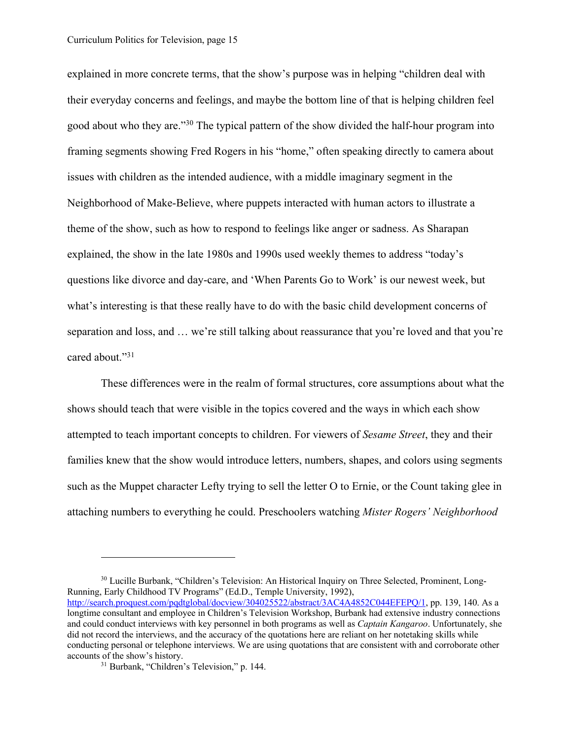explained in more concrete terms, that the show's purpose was in helping "children deal with their everyday concerns and feelings, and maybe the bottom line of that is helping children feel good about who they are."[30] The typical pattern of the show divided the half-hour program into framing segments showing Fred Rogers in his "home," often speaking directly to camera about issues with children as the intended audience, with a middle imaginary segment in the Neighborhood of Make-Believe, where puppets interacted with human actors to illustrate a theme of the show, such as how to respond to feelings like anger or sadness. As Sharapan explained, the show in the late 1980s and 1990s used weekly themes to address "today's questions like divorce and day-care, and 'When Parents Go to Work' is our newest week, but what's interesting is that these really have to do with the basic child development concerns of separation and loss, and … we're still talking about reassurance that you're loved and that you're cared about."[31]

These differences were in the realm of formal structures, core assumptions about what the shows should teach that were visible in the topics covered and the ways in which each show attempted to teach important concepts to children. For viewers of *Sesame Street*, they and their families knew that the show would introduce letters, numbers, shapes, and colors using segments such as the Muppet character Lefty trying to sell the letter O to Ernie, or the Count taking glee in attaching numbers to everything he could. Preschoolers watching *Mister Rogers' Neighborhood*

---

[30] Lucille Burbank, "Children's Television: An Historical Inquiry on Three Selected, Prominent, Long-Running, Early Childhood TV Programs" (Ed.D., Temple University, 1992), http://search.proquest.com/pqdtglobal/docview/304025522/abstract/3AC4A4852C044EFEPQ/1, pp. 139, 140. As a longtime consultant and employee in Children's Television Workshop, Burbank had extensive industry connections and could conduct interviews with key personnel in both programs as well as *Captain Kangaroo*. Unfortunately, she did not record the interviews, and the accuracy of the quotations here are reliant on her notetaking skills while conducting personal or telephone interviews. We are using quotations that are consistent with and corroborate other accounts of the show's history.

[31] Burbank, "Children's Television," p. 144.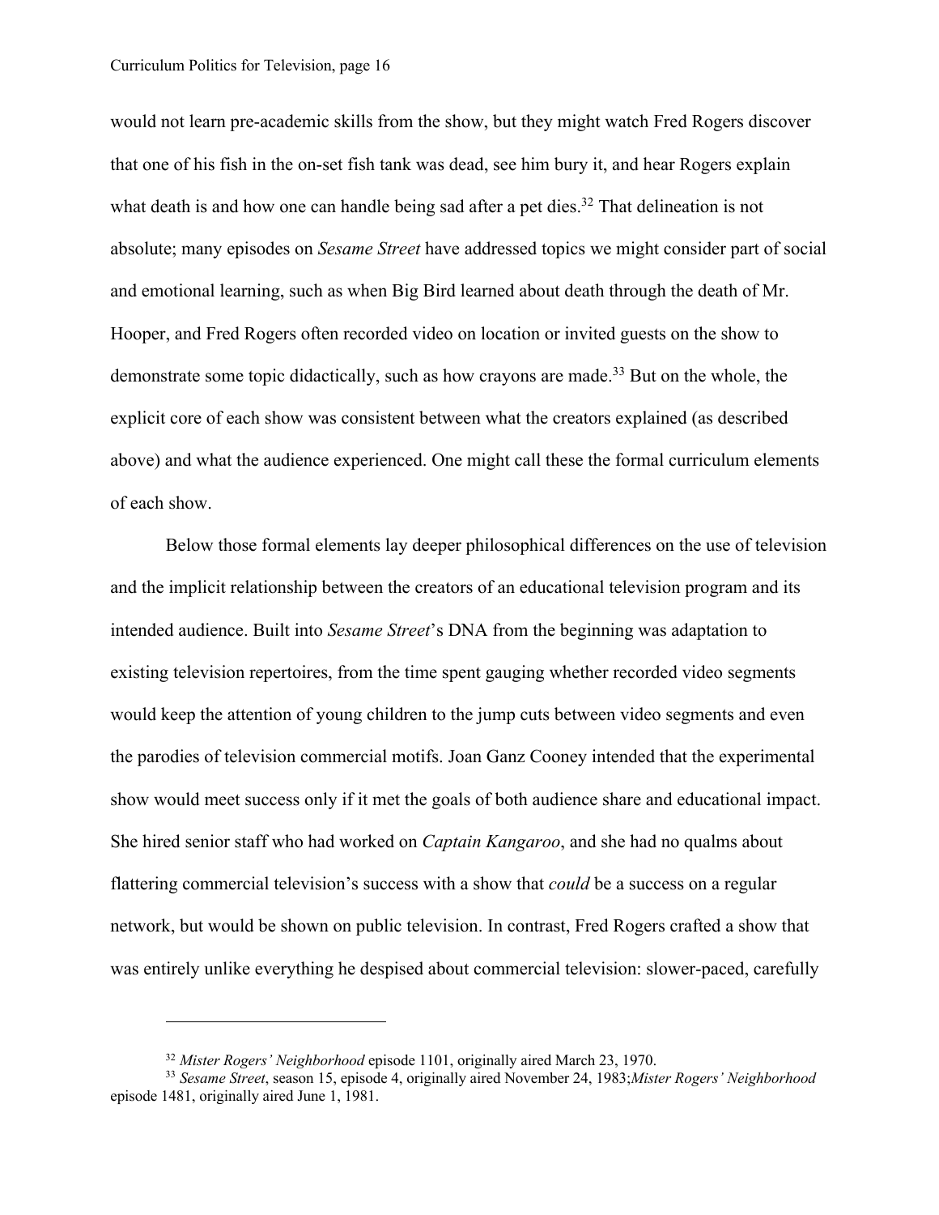would not learn pre-academic skills from the show, but they might watch Fred Rogers discover that one of his fish in the on-set fish tank was dead, see him bury it, and hear Rogers explain what death is and how one can handle being sad after a pet dies.[32] That delineation is not absolute; many episodes on *Sesame Street* have addressed topics we might consider part of social and emotional learning, such as when Big Bird learned about death through the death of Mr. Hooper, and Fred Rogers often recorded video on location or invited guests on the show to demonstrate some topic didactically, such as how crayons are made.[33] But on the whole, the explicit core of each show was consistent between what the creators explained (as described above) and what the audience experienced. One might call these the formal curriculum elements of each show.

Below those formal elements lay deeper philosophical differences on the use of television and the implicit relationship between the creators of an educational television program and its intended audience. Built into *Sesame Street*'s DNA from the beginning was adaptation to existing television repertoires, from the time spent gauging whether recorded video segments would keep the attention of young children to the jump cuts between video segments and even the parodies of television commercial motifs. Joan Ganz Cooney intended that the experimental show would meet success only if it met the goals of both audience share and educational impact. She hired senior staff who had worked on *Captain Kangaroo*, and she had no qualms about flattering commercial television's success with a show that *could* be a success on a regular network, but would be shown on public television. In contrast, Fred Rogers crafted a show that was entirely unlike everything he despised about commercial television: slower-paced, carefully

---

[32] *Mister Rogers' Neighborhood* episode 1101, originally aired March 23, 1970.

[33] *Sesame Street*, season 15, episode 4, originally aired November 24, 1983;*Mister Rogers' Neighborhood* episode 1481, originally aired June 1, 1981.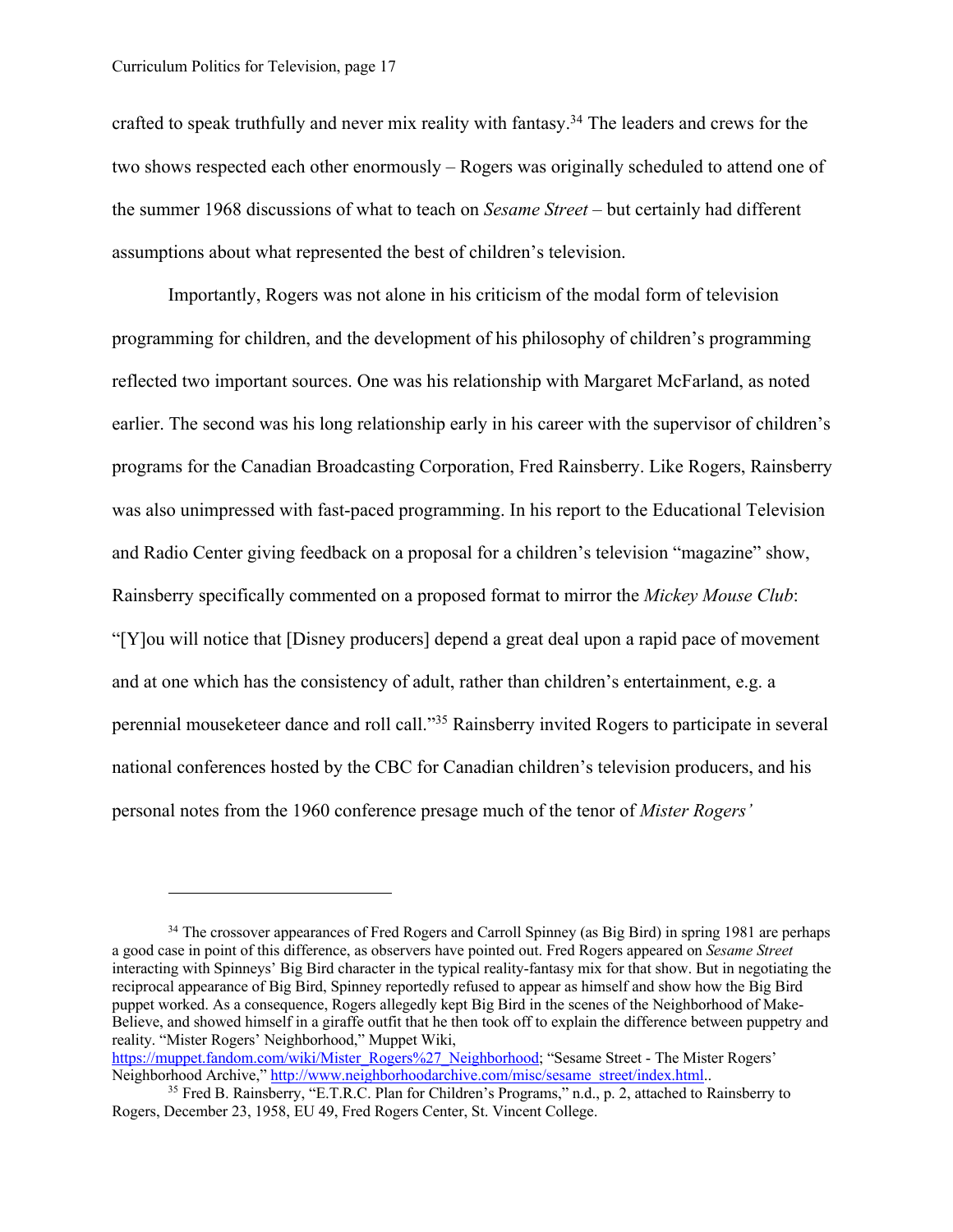crafted to speak truthfully and never mix reality with fantasy.[34] The leaders and crews for the two shows respected each other enormously – Rogers was originally scheduled to attend one of the summer 1968 discussions of what to teach on *Sesame Street* – but certainly had different assumptions about what represented the best of children's television.

Importantly, Rogers was not alone in his criticism of the modal form of television programming for children, and the development of his philosophy of children's programming reflected two important sources. One was his relationship with Margaret McFarland, as noted earlier. The second was his long relationship early in his career with the supervisor of children's programs for the Canadian Broadcasting Corporation, Fred Rainsberry. Like Rogers, Rainsberry was also unimpressed with fast-paced programming. In his report to the Educational Television and Radio Center giving feedback on a proposal for a children's television "magazine" show, Rainsberry specifically commented on a proposed format to mirror the *Mickey Mouse Club*: "[Y]ou will notice that [Disney producers] depend a great deal upon a rapid pace of movement and at one which has the consistency of adult, rather than children's entertainment, e.g. a perennial mouseketeer dance and roll call."[35] Rainsberry invited Rogers to participate in several national conferences hosted by the CBC for Canadian children's television producers, and his personal notes from the 1960 conference presage much of the tenor of *Mister Rogers'*

---

[34] The crossover appearances of Fred Rogers and Carroll Spinney (as Big Bird) in spring 1981 are perhaps a good case in point of this difference, as observers have pointed out. Fred Rogers appeared on *Sesame Street* interacting with Spinneys' Big Bird character in the typical reality-fantasy mix for that show. But in negotiating the reciprocal appearance of Big Bird, Spinney reportedly refused to appear as himself and show how the Big Bird puppet worked. As a consequence, Rogers allegedly kept Big Bird in the scenes of the Neighborhood of Make-Believe, and showed himself in a giraffe outfit that he then took off to explain the difference between puppetry and reality. "Mister Rogers' Neighborhood," Muppet Wiki, https://muppet.fandom.com/wiki/Mister_Rogers%27_Neighborhood; "Sesame Street - The Mister Rogers' Neighborhood Archive," http://www.neighborhoodarchive.com/misc/sesame_street/index.html..

[35] Fred B. Rainsberry, "E.T.R.C. Plan for Children's Programs," n.d., p. 2, attached to Rainsberry to Rogers, December 23, 1958, EU 49, Fred Rogers Center, St. Vincent College.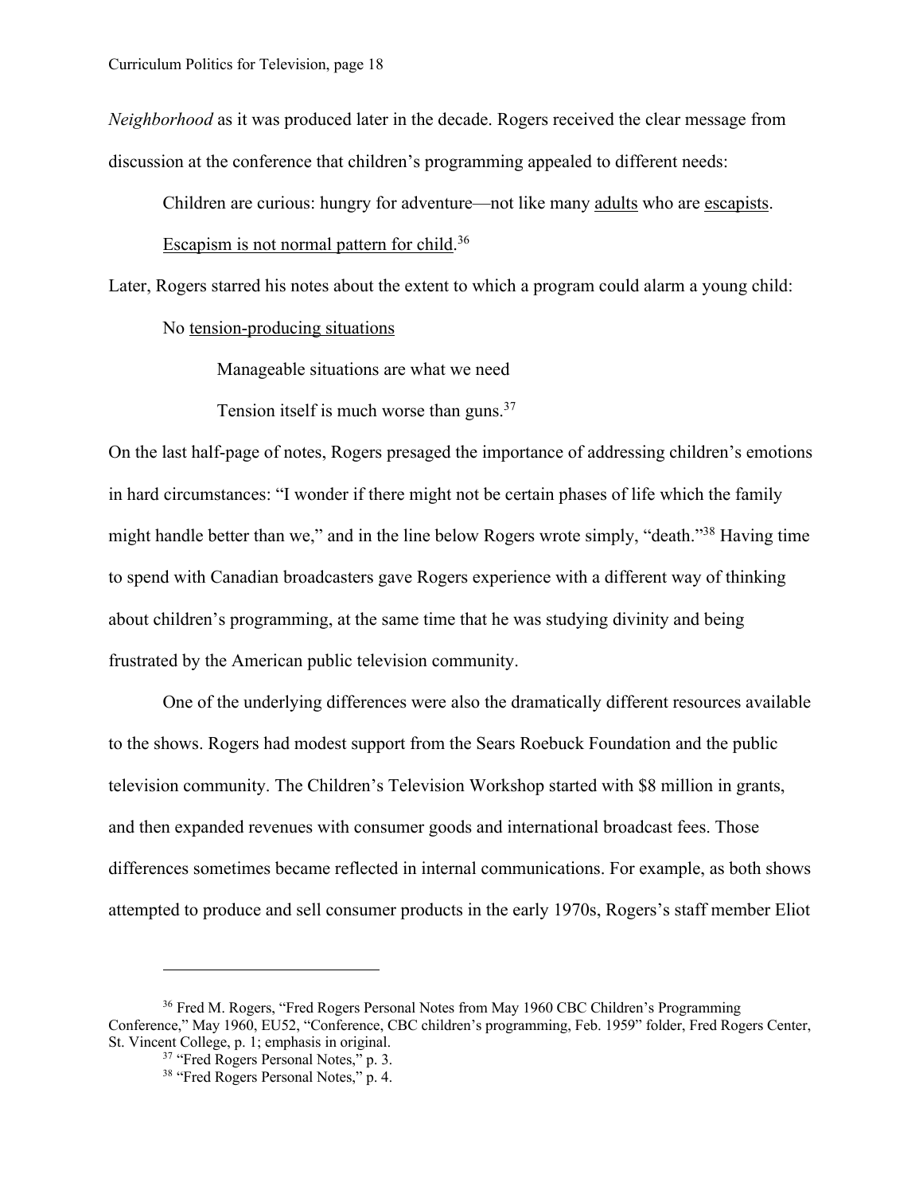*Neighborhood* as it was produced later in the decade. Rogers received the clear message from discussion at the conference that children's programming appealed to different needs:

> Children are curious: hungry for adventure—not like many <u>adults</u> who are <u>escapists</u>. <u>Escapism is not normal pattern for child</u>.[36]

Later, Rogers starred his notes about the extent to which a program could alarm a young child:

> No <u>tension-producing situations</u>
>
> > Manageable situations are what we need
> >
> > Tension itself is much worse than guns.[37]

On the last half-page of notes, Rogers presaged the importance of addressing children's emotions in hard circumstances: "I wonder if there might not be certain phases of life which the family might handle better than we," and in the line below Rogers wrote simply, "death."[38] Having time to spend with Canadian broadcasters gave Rogers experience with a different way of thinking about children's programming, at the same time that he was studying divinity and being frustrated by the American public television community.

One of the underlying differences were also the dramatically different resources available to the shows. Rogers had modest support from the Sears Roebuck Foundation and the public television community. The Children's Television Workshop started with $8 million in grants, and then expanded revenues with consumer goods and international broadcast fees. Those differences sometimes became reflected in internal communications. For example, as both shows attempted to produce and sell consumer products in the early 1970s, Rogers's staff member Eliot

---

[36] Fred M. Rogers, "Fred Rogers Personal Notes from May 1960 CBC Children's Programming Conference," May 1960, EU52, "Conference, CBC children's programming, Feb. 1959" folder, Fred Rogers Center, St. Vincent College, p. 1; emphasis in original.

[37] "Fred Rogers Personal Notes," p. 3.

[38] "Fred Rogers Personal Notes," p. 4.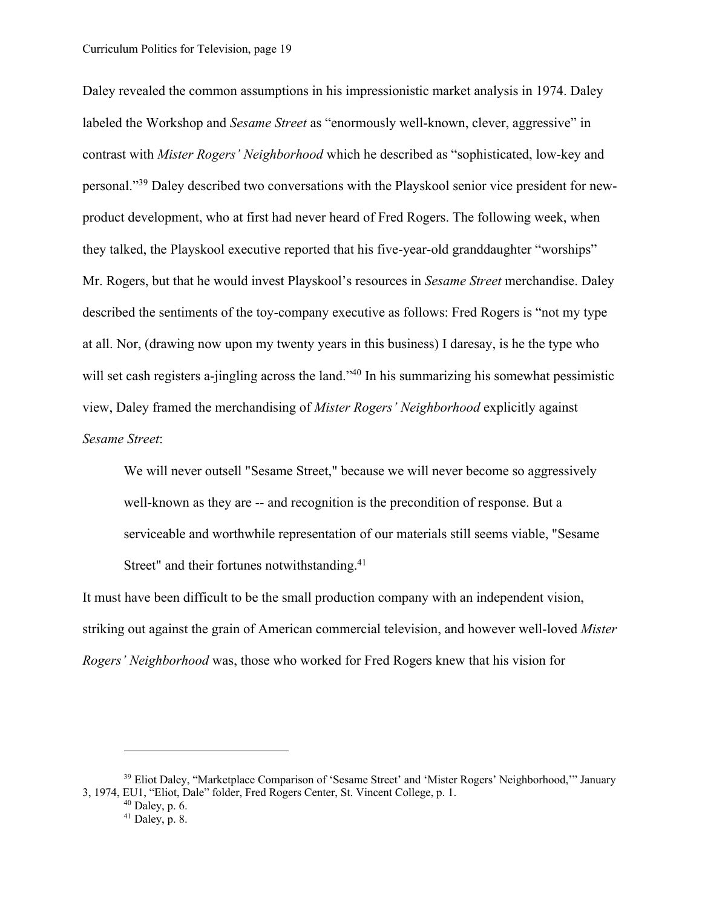Daley revealed the common assumptions in his impressionistic market analysis in 1974. Daley labeled the Workshop and *Sesame Street* as "enormously well-known, clever, aggressive" in contrast with *Mister Rogers' Neighborhood* which he described as "sophisticated, low-key and personal."[39] Daley described two conversations with the Playskool senior vice president for new-product development, who at first had never heard of Fred Rogers. The following week, when they talked, the Playskool executive reported that his five-year-old granddaughter "worships" Mr. Rogers, but that he would invest Playskool's resources in *Sesame Street* merchandise. Daley described the sentiments of the toy-company executive as follows: Fred Rogers is "not my type at all. Nor, (drawing now upon my twenty years in this business) I daresay, is he the type who will set cash registers a-jingling across the land."[40] In his summarizing his somewhat pessimistic view, Daley framed the merchandising of *Mister Rogers' Neighborhood* explicitly against *Sesame Street*:

> We will never outsell "Sesame Street," because we will never become so aggressively well-known as they are -- and recognition is the precondition of response. But a serviceable and worthwhile representation of our materials still seems viable, "Sesame Street" and their fortunes notwithstanding.[41]

It must have been difficult to be the small production company with an independent vision, striking out against the grain of American commercial television, and however well-loved *Mister Rogers' Neighborhood* was, those who worked for Fred Rogers knew that his vision for

---

[39] Eliot Daley, "Marketplace Comparison of 'Sesame Street' and 'Mister Rogers' Neighborhood,'" January 3, 1974, EU1, "Eliot, Dale" folder, Fred Rogers Center, St. Vincent College, p. 1.

[40] Daley, p. 6.

[41] Daley, p. 8.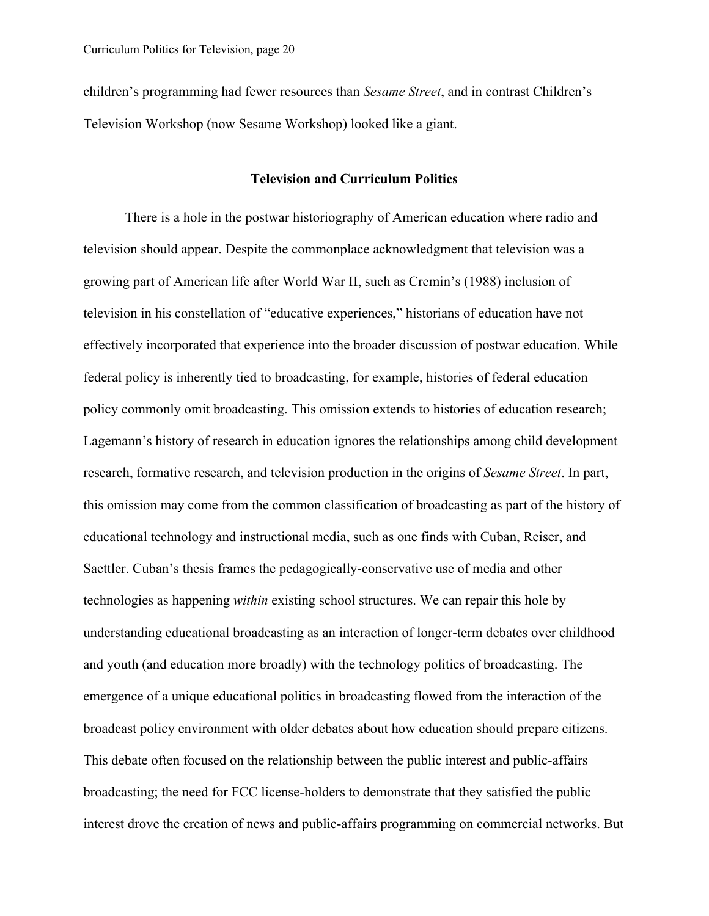children's programming had fewer resources than *Sesame Street*, and in contrast Children's Television Workshop (now Sesame Workshop) looked like a giant.

## Television and Curriculum Politics

There is a hole in the postwar historiography of American education where radio and television should appear. Despite the commonplace acknowledgment that television was a growing part of American life after World War II, such as Cremin's (1988) inclusion of television in his constellation of "educative experiences," historians of education have not effectively incorporated that experience into the broader discussion of postwar education. While federal policy is inherently tied to broadcasting, for example, histories of federal education policy commonly omit broadcasting. This omission extends to histories of education research; Lagemann's history of research in education ignores the relationships among child development research, formative research, and television production in the origins of *Sesame Street*. In part, this omission may come from the common classification of broadcasting as part of the history of educational technology and instructional media, such as one finds with Cuban, Reiser, and Saettler. Cuban's thesis frames the pedagogically-conservative use of media and other technologies as happening *within* existing school structures. We can repair this hole by understanding educational broadcasting as an interaction of longer-term debates over childhood and youth (and education more broadly) with the technology politics of broadcasting. The emergence of a unique educational politics in broadcasting flowed from the interaction of the broadcast policy environment with older debates about how education should prepare citizens. This debate often focused on the relationship between the public interest and public-affairs broadcasting; the need for FCC license-holders to demonstrate that they satisfied the public interest drove the creation of news and public-affairs programming on commercial networks. But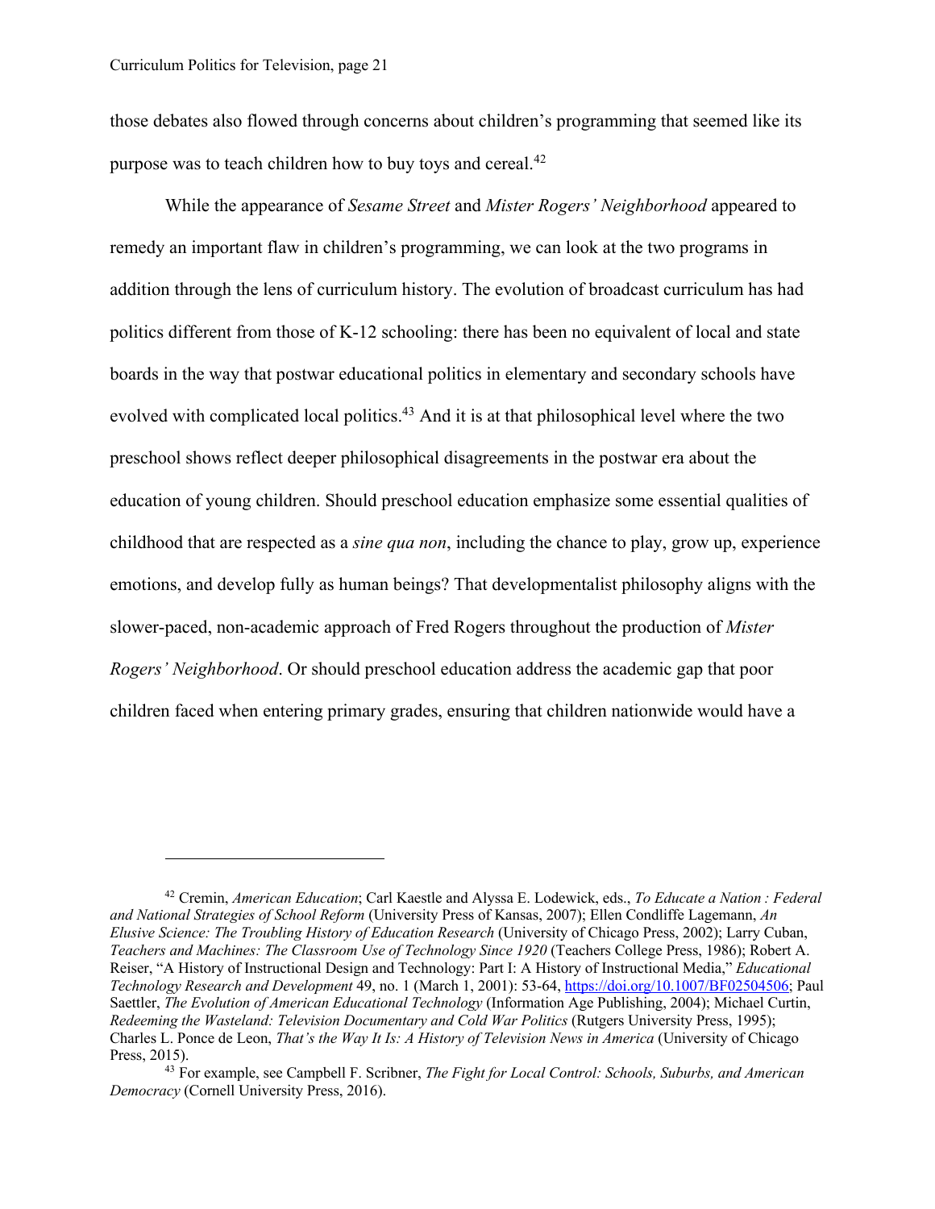those debates also flowed through concerns about children's programming that seemed like its purpose was to teach children how to buy toys and cereal.[42]

While the appearance of *Sesame Street* and *Mister Rogers' Neighborhood* appeared to remedy an important flaw in children's programming, we can look at the two programs in addition through the lens of curriculum history. The evolution of broadcast curriculum has had politics different from those of K-12 schooling: there has been no equivalent of local and state boards in the way that postwar educational politics in elementary and secondary schools have evolved with complicated local politics.[43] And it is at that philosophical level where the two preschool shows reflect deeper philosophical disagreements in the postwar era about the education of young children. Should preschool education emphasize some essential qualities of childhood that are respected as a *sine qua non*, including the chance to play, grow up, experience emotions, and develop fully as human beings? That developmentalist philosophy aligns with the slower-paced, non-academic approach of Fred Rogers throughout the production of *Mister Rogers' Neighborhood*. Or should preschool education address the academic gap that poor children faced when entering primary grades, ensuring that children nationwide would have a

---

[42] Cremin, *American Education*; Carl Kaestle and Alyssa E. Lodewick, eds., *To Educate a Nation : Federal and National Strategies of School Reform* (University Press of Kansas, 2007); Ellen Condliffe Lagemann, *An Elusive Science: The Troubling History of Education Research* (University of Chicago Press, 2002); Larry Cuban, *Teachers and Machines: The Classroom Use of Technology Since 1920* (Teachers College Press, 1986); Robert A. Reiser, "A History of Instructional Design and Technology: Part I: A History of Instructional Media," *Educational Technology Research and Development* 49, no. 1 (March 1, 2001): 53-64, https://doi.org/10.1007/BF02504506; Paul Saettler, *The Evolution of American Educational Technology* (Information Age Publishing, 2004); Michael Curtin, *Redeeming the Wasteland: Television Documentary and Cold War Politics* (Rutgers University Press, 1995); Charles L. Ponce de Leon, *That's the Way It Is: A History of Television News in America* (University of Chicago Press, 2015).

[43] For example, see Campbell F. Scribner, *The Fight for Local Control: Schools, Suburbs, and American Democracy* (Cornell University Press, 2016).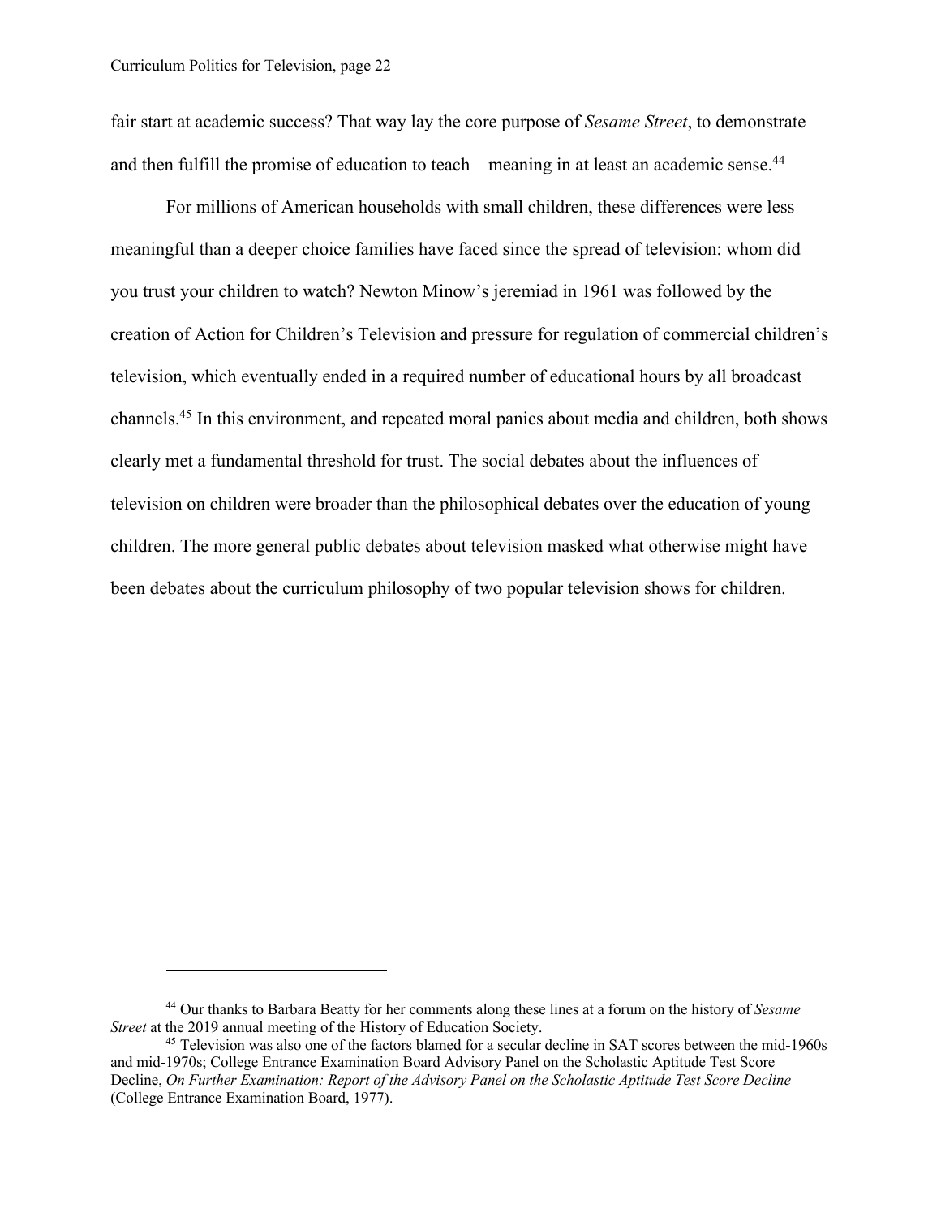fair start at academic success? That way lay the core purpose of *Sesame Street*, to demonstrate and then fulfill the promise of education to teach—meaning in at least an academic sense.[44]

For millions of American households with small children, these differences were less meaningful than a deeper choice families have faced since the spread of television: whom did you trust your children to watch? Newton Minow's jeremiad in 1961 was followed by the creation of Action for Children's Television and pressure for regulation of commercial children's television, which eventually ended in a required number of educational hours by all broadcast channels.[45] In this environment, and repeated moral panics about media and children, both shows clearly met a fundamental threshold for trust. The social debates about the influences of television on children were broader than the philosophical debates over the education of young children. The more general public debates about television masked what otherwise might have been debates about the curriculum philosophy of two popular television shows for children.

---

[44] Our thanks to Barbara Beatty for her comments along these lines at a forum on the history of *Sesame Street* at the 2019 annual meeting of the History of Education Society.

[45] Television was also one of the factors blamed for a secular decline in SAT scores between the mid-1960s and mid-1970s; College Entrance Examination Board Advisory Panel on the Scholastic Aptitude Test Score Decline, *On Further Examination: Report of the Advisory Panel on the Scholastic Aptitude Test Score Decline* (College Entrance Examination Board, 1977).